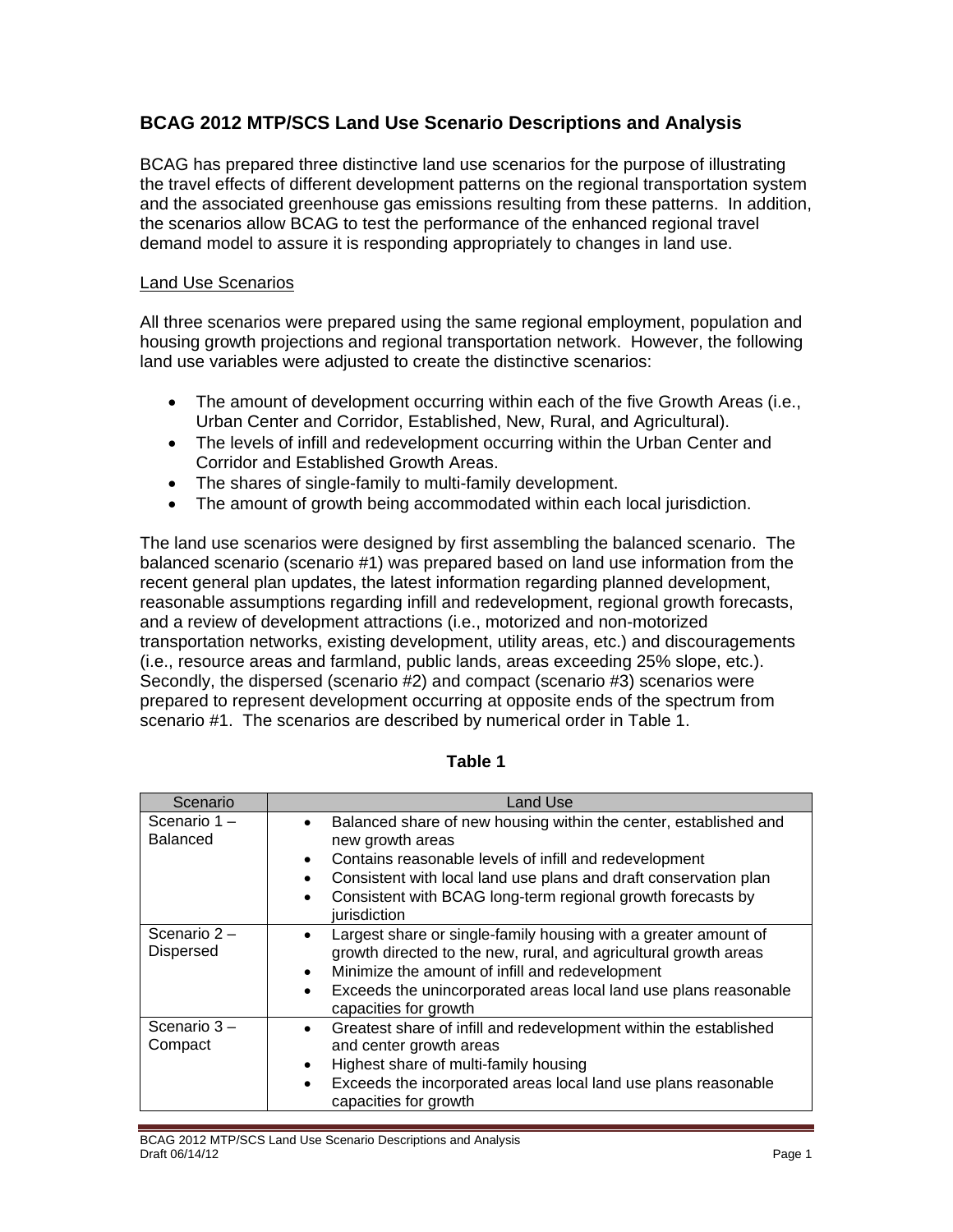# BCAG 2012 MTP/SCS Land Use Scenario Descriptions and Analysis

BCAG has prepared three distinctive land use scenarios for the purpose of illustrating the travel effects of different development patterns on the regional transportation system and the associated greenhouse gas emissions resulting from these patterns. In addition, the scenarios allow BCAG to test the performance of the enhanced regional travel demand model to assure it is responding appropriately to changes in land use.

## Land Use Scenarios

All three scenarios were prepared using the same regional employment, population and housing growth projections and regional transportation network. However, the following land use variables were adjusted to create the distinctive scenarios:

- The amount of development occurring within each of the five Growth Areas (i.e., Urban Center and Corridor, Established, New, Rural, and Agricultural).
- The levels of infill and redevelopment occurring within the Urban Center and Corridor and Established Growth Areas.
- The shares of single-family to multi-family development.
- The amount of growth being accommodated within each local jurisdiction.

The land use scenarios were designed by first assembling the balanced scenario. The balanced scenario (scenario #1) was prepared based on land use information from the recent general plan updates, the latest information regarding planned development, reasonable assumptions regarding infill and redevelopment, regional growth forecasts, and a review of development attractions (i.e., motorized and non-motorized transportation networks, existing development, utility areas, etc.) and discouragements (i.e., resource areas and farmland, public lands, areas exceeding 25% slope, etc.). Secondly, the dispersed (scenario #2) and compact (scenario #3) scenarios were prepared to represent development occurring at opposite ends of the spectrum from scenario #1. The scenarios are described by numerical order in Table 1.

**Table 1**

| Scenario | Land Use |
|---|---|
| Scenario 1 – Balanced | • Balanced share of new housing within the center, established and new growth areas<br>• Contains reasonable levels of infill and redevelopment<br>• Consistent with local land use plans and draft conservation plan<br>• Consistent with BCAG long-term regional growth forecasts by jurisdiction |
| Scenario 2 – Dispersed | • Largest share or single-family housing with a greater amount of growth directed to the new, rural, and agricultural growth areas<br>• Minimize the amount of infill and redevelopment<br>• Exceeds the unincorporated areas local land use plans reasonable capacities for growth |
| Scenario 3 – Compact | • Greatest share of infill and redevelopment within the established and center growth areas<br>• Highest share of multi-family housing<br>• Exceeds the incorporated areas local land use plans reasonable capacities for growth |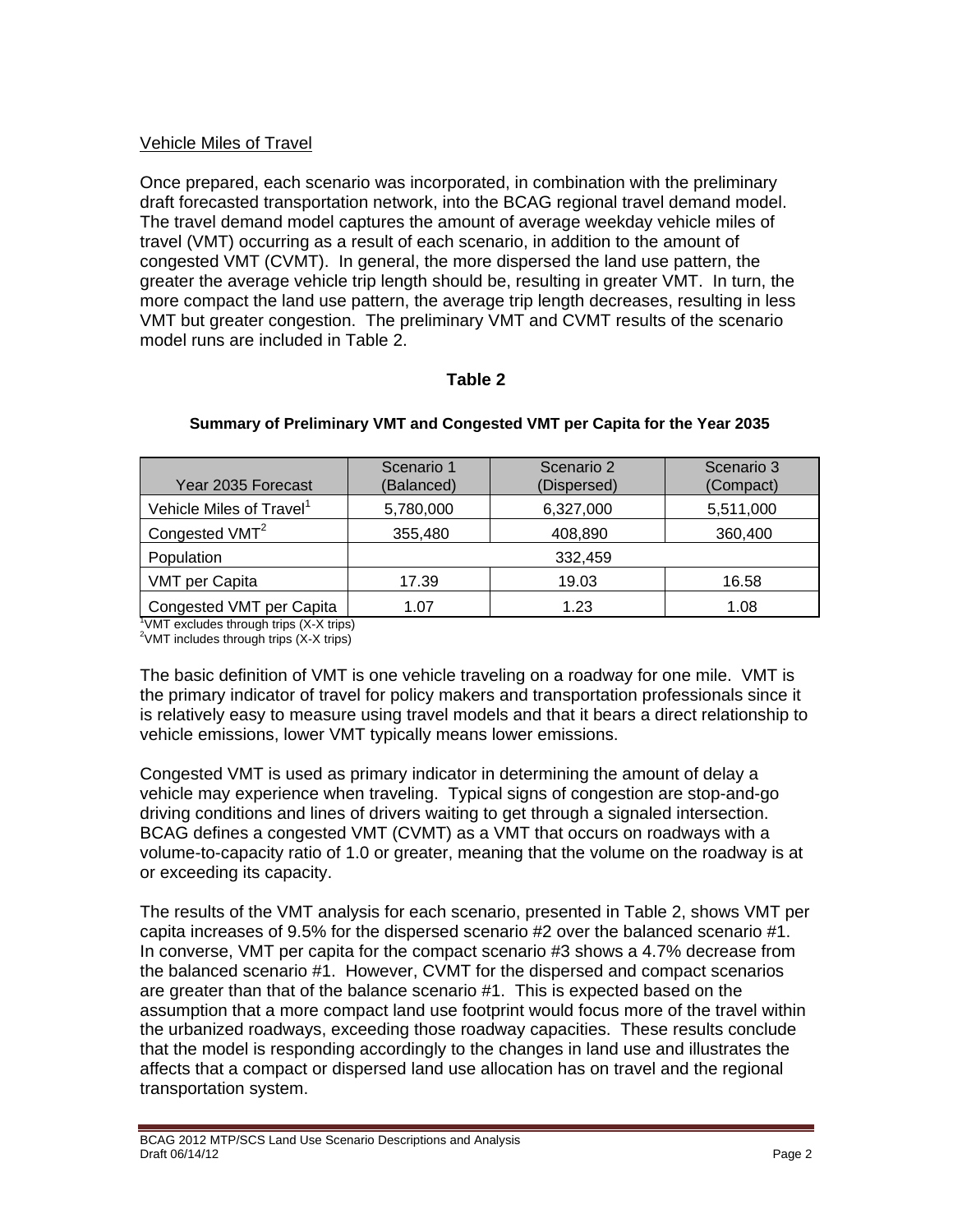## Vehicle Miles of Travel

Once prepared, each scenario was incorporated, in combination with the preliminary draft forecasted transportation network, into the BCAG regional travel demand model. The travel demand model captures the amount of average weekday vehicle miles of travel (VMT) occurring as a result of each scenario, in addition to the amount of congested VMT (CVMT). In general, the more dispersed the land use pattern, the greater the average vehicle trip length should be, resulting in greater VMT. In turn, the more compact the land use pattern, the average trip length decreases, resulting in less VMT but greater congestion. The preliminary VMT and CVMT results of the scenario model runs are included in Table 2.

**Table 2**

**Summary of Preliminary VMT and Congested VMT per Capita for the Year 2035**

| Year 2035 Forecast | Scenario 1 (Balanced) | Scenario 2 (Dispersed) | Scenario 3 (Compact) |
|---|---|---|---|
| Vehicle Miles of Travel[1] | 5,780,000 | 6,327,000 | 5,511,000 |
| Congested VMT[2] | 355,480 | 408,890 | 360,400 |
| Population | 332,459 | | |
| VMT per Capita | 17.39 | 19.03 | 16.58 |
| Congested VMT per Capita | 1.07 | 1.23 | 1.08 |

[1]VMT excludes through trips (X-X trips)
[2]VMT includes through trips (X-X trips)

The basic definition of VMT is one vehicle traveling on a roadway for one mile. VMT is the primary indicator of travel for policy makers and transportation professionals since it is relatively easy to measure using travel models and that it bears a direct relationship to vehicle emissions, lower VMT typically means lower emissions.

Congested VMT is used as primary indicator in determining the amount of delay a vehicle may experience when traveling. Typical signs of congestion are stop-and-go driving conditions and lines of drivers waiting to get through a signaled intersection. BCAG defines a congested VMT (CVMT) as a VMT that occurs on roadways with a volume-to-capacity ratio of 1.0 or greater, meaning that the volume on the roadway is at or exceeding its capacity.

The results of the VMT analysis for each scenario, presented in Table 2, shows VMT per capita increases of 9.5% for the dispersed scenario #2 over the balanced scenario #1. In converse, VMT per capita for the compact scenario #3 shows a 4.7% decrease from the balanced scenario #1. However, CVMT for the dispersed and compact scenarios are greater than that of the balance scenario #1. This is expected based on the assumption that a more compact land use footprint would focus more of the travel within the urbanized roadways, exceeding those roadway capacities. These results conclude that the model is responding accordingly to the changes in land use and illustrates the affects that a compact or dispersed land use allocation has on travel and the regional transportation system.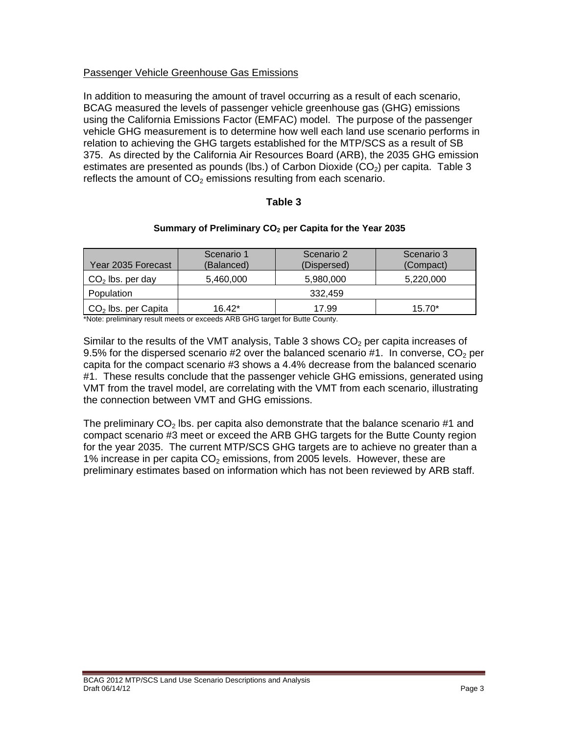Passenger Vehicle Greenhouse Gas Emissions

In addition to measuring the amount of travel occurring as a result of each scenario, BCAG measured the levels of passenger vehicle greenhouse gas (GHG) emissions using the California Emissions Factor (EMFAC) model. The purpose of the passenger vehicle GHG measurement is to determine how well each land use scenario performs in relation to achieving the GHG targets established for the MTP/SCS as a result of SB 375. As directed by the California Air Resources Board (ARB), the 2035 GHG emission estimates are presented as pounds (lbs.) of Carbon Dioxide ($CO_2$) per capita. Table 3 reflects the amount of $CO_2$ emissions resulting from each scenario.

**Table 3**

**Summary of Preliminary $CO_2$ per Capita for the Year 2035**

| Year 2035 Forecast | Scenario 1 (Balanced) | Scenario 2 (Dispersed) | Scenario 3 (Compact) |
|---|---|---|---|
| $CO_2$ lbs. per day | 5,460,000 | 5,980,000 | 5,220,000 |
| Population | | 332,459 | |
| $CO_2$ lbs. per Capita | 16.42* | 17.99 | 15.70* |

*Note: preliminary result meets or exceeds ARB GHG target for Butte County.

Similar to the results of the VMT analysis, Table 3 shows $CO_2$ per capita increases of 9.5% for the dispersed scenario #2 over the balanced scenario #1. In converse, $CO_2$ per capita for the compact scenario #3 shows a 4.4% decrease from the balanced scenario #1. These results conclude that the passenger vehicle GHG emissions, generated using VMT from the travel model, are correlating with the VMT from each scenario, illustrating the connection between VMT and GHG emissions.

The preliminary $CO_2$ lbs. per capita also demonstrate that the balance scenario #1 and compact scenario #3 meet or exceed the ARB GHG targets for the Butte County region for the year 2035. The current MTP/SCS GHG targets are to achieve no greater than a 1% increase in per capita $CO_2$ emissions, from 2005 levels. However, these are preliminary estimates based on information which has not been reviewed by ARB staff.